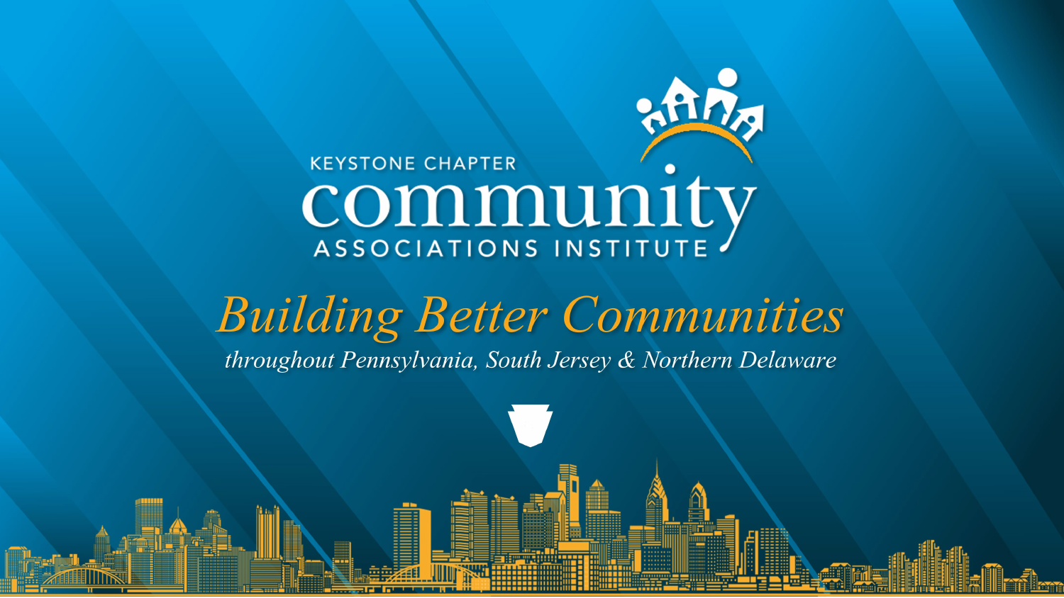KEYSTONE CHAPTER

# community

ASSOCIATIONS INSTITUTE

## *Building Better Communities*

*throughout Pennsylvania, South Jersey & Northern Delaware*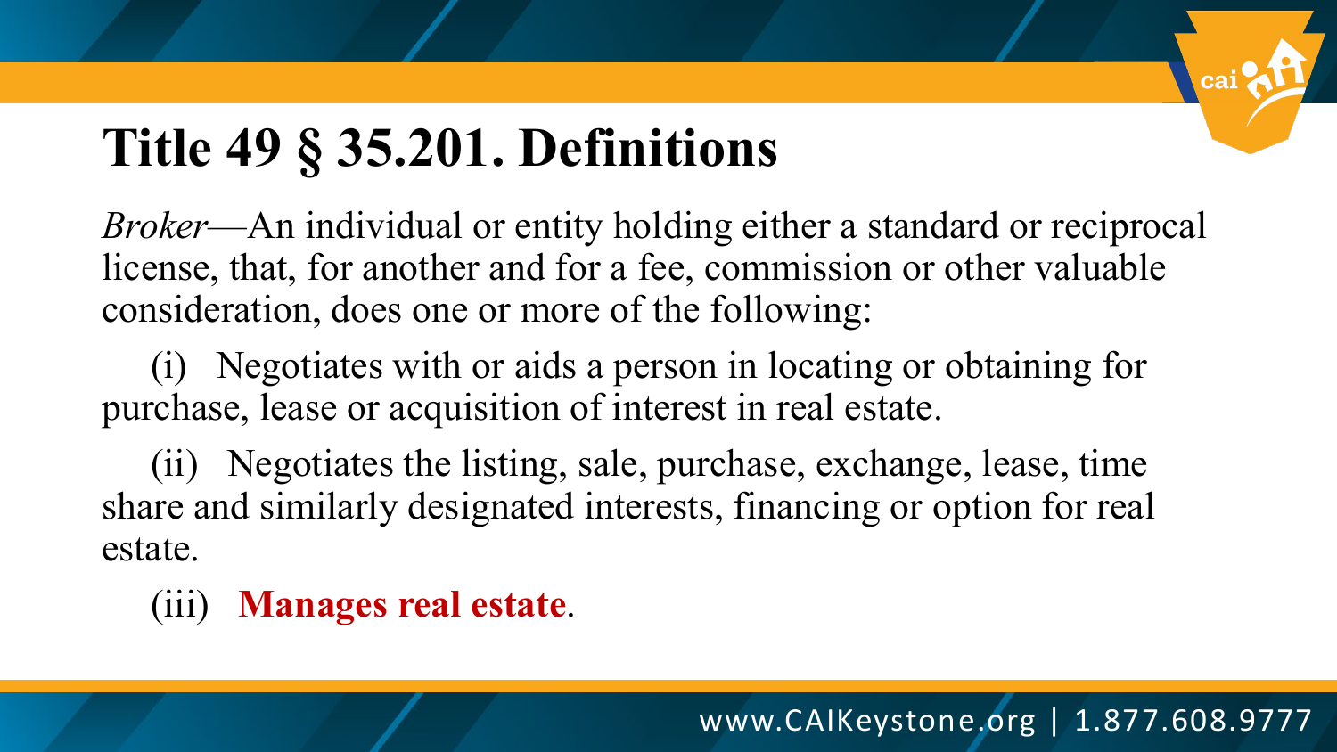# Title 49 § 35.201. Definitions

*Broker*—An individual or entity holding either a standard or reciprocal license, that, for another and for a fee, commission or other valuable consideration, does one or more of the following:

(i) Negotiates with or aids a person in locating or obtaining for purchase, lease or acquisition of interest in real estate.

(ii) Negotiates the listing, sale, purchase, exchange, lease, time share and similarly designated interests, financing or option for real estate.

(iii) **Manages real estate**.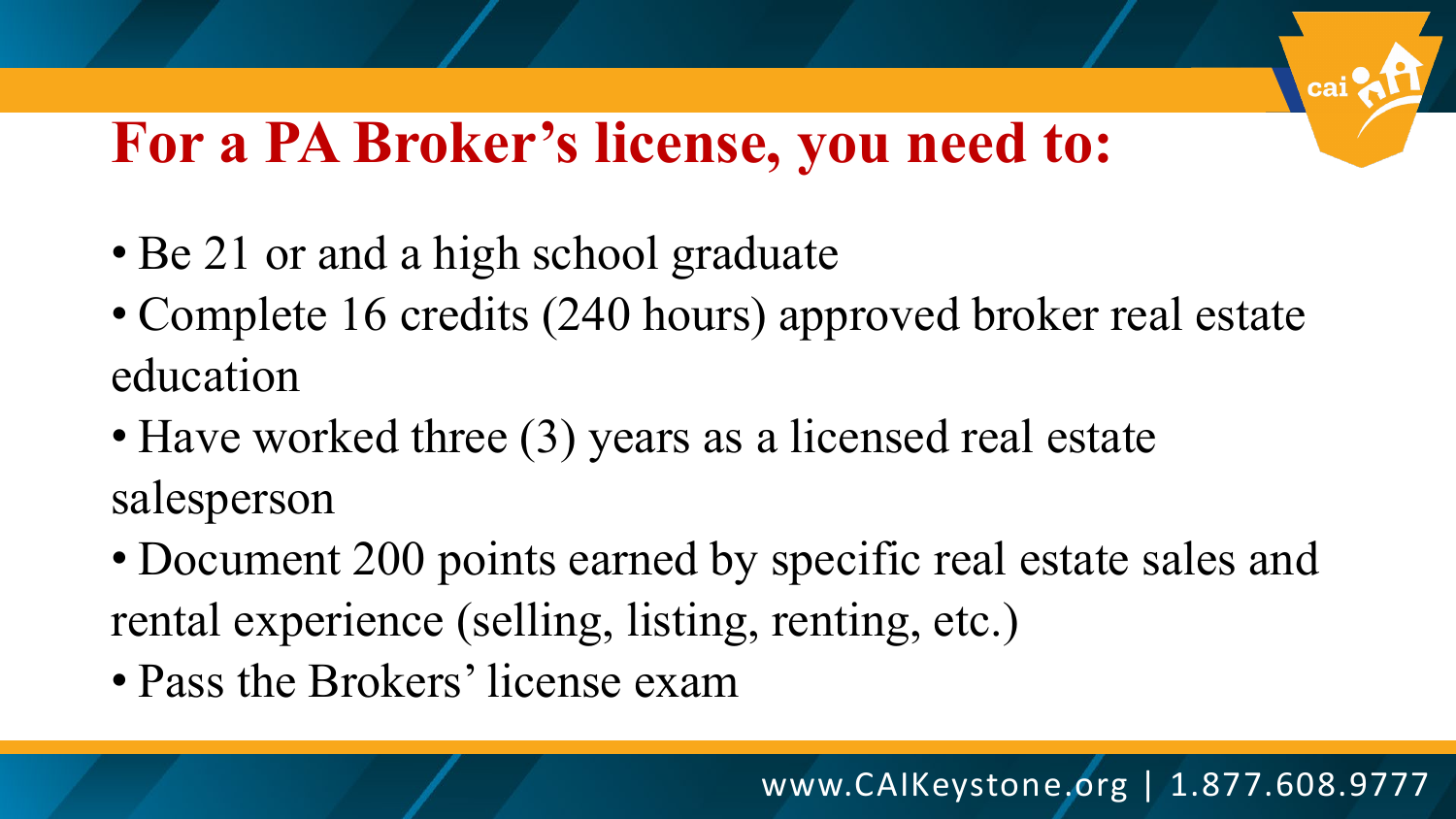# For a PA Broker's license, you need to:

- Be 21 or and a high school graduate
- Complete 16 credits (240 hours) approved broker real estate education
- Have worked three (3) years as a licensed real estate salesperson
- Document 200 points earned by specific real estate sales and rental experience (selling, listing, renting, etc.)
- Pass the Brokers' license exam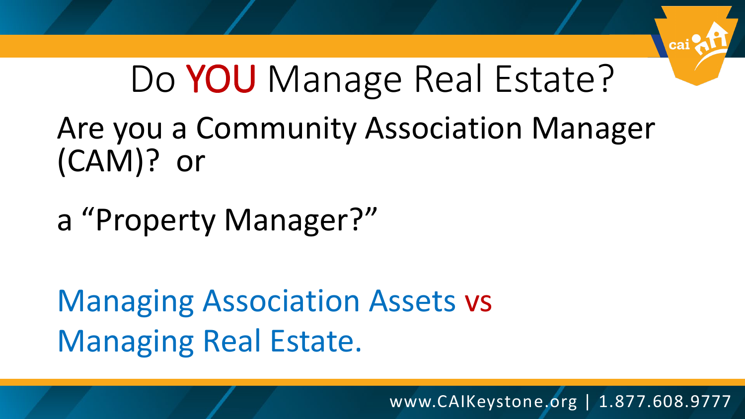# Do YOU Manage Real Estate?

Are you a Community Association Manager (CAM)? or

a “Property Manager?”

Managing Association Assets vs Managing Real Estate.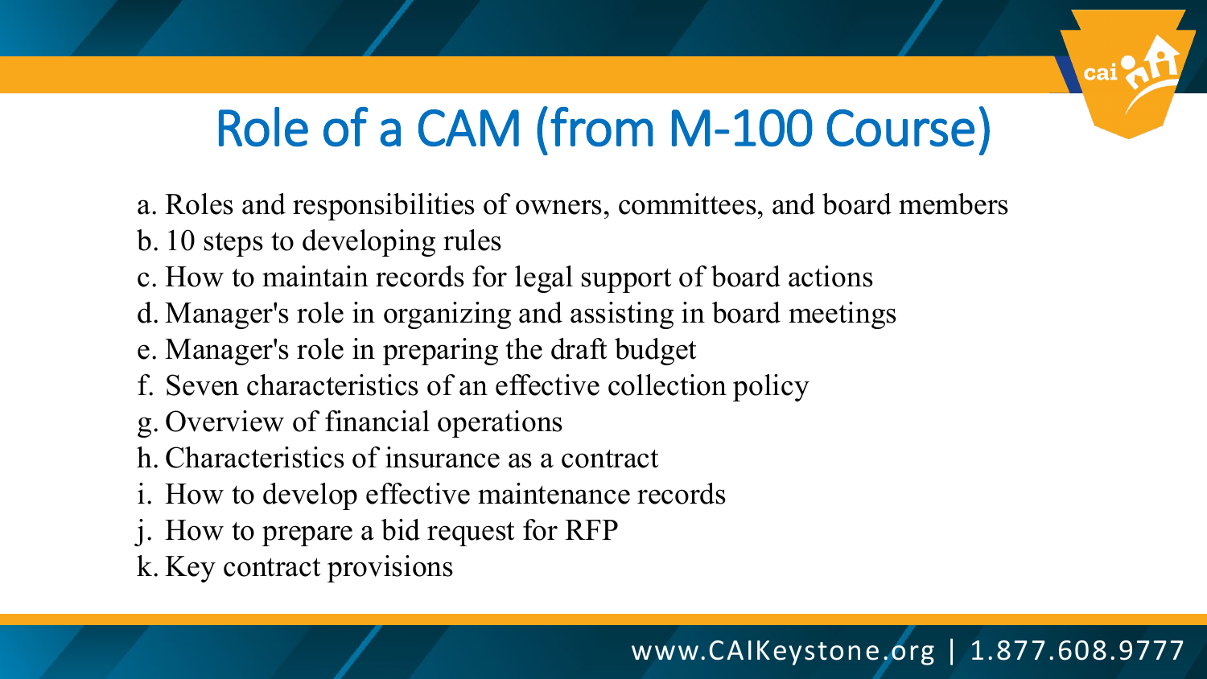# Role of a CAM (from M-100 Course)

a. Roles and responsibilities of owners, committees, and board members
b. 10 steps to developing rules
c. How to maintain records for legal support of board actions
d. Manager's role in organizing and assisting in board meetings
e. Manager's role in preparing the draft budget
f. Seven characteristics of an effective collection policy
g. Overview of financial operations
h. Characteristics of insurance as a contract
i. How to develop effective maintenance records
j. How to prepare a bid request for RFP
k. Key contract provisions

www.CAIKeystone.org | 1.877.608.9777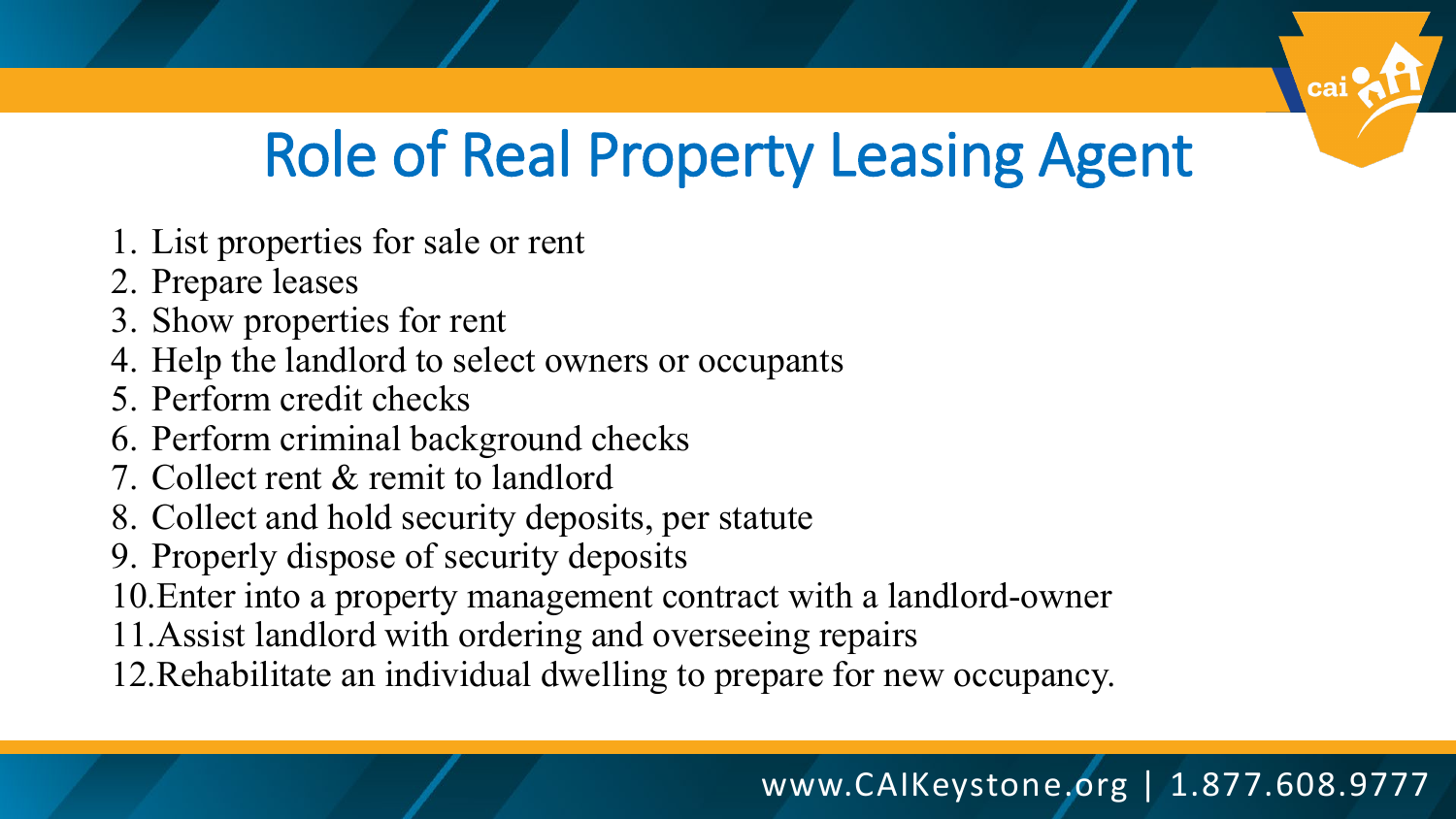# Role of Real Property Leasing Agent

1. List properties for sale or rent
2. Prepare leases
3. Show properties for rent
4. Help the landlord to select owners or occupants
5. Perform credit checks
6. Perform criminal background checks
7. Collect rent & remit to landlord
8. Collect and hold security deposits, per statute
9. Properly dispose of security deposits
10. Enter into a property management contract with a landlord-owner
11. Assist landlord with ordering and overseeing repairs
12. Rehabilitate an individual dwelling to prepare for new occupancy.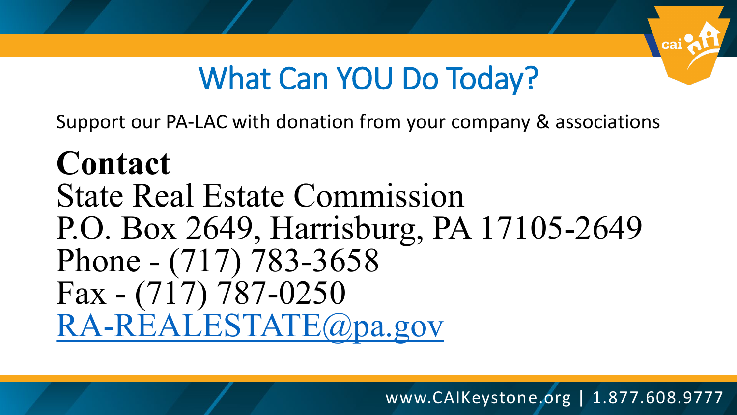# What Can YOU Do Today?

Support our PA-LAC with donation from your company & associations

**Contact**

State Real Estate Commission
P.O. Box 2649, Harrisburg, PA 17105-2649
Phone - (717) 783-3658
Fax - (717) 787-0250
RA-REALESTATE@pa.gov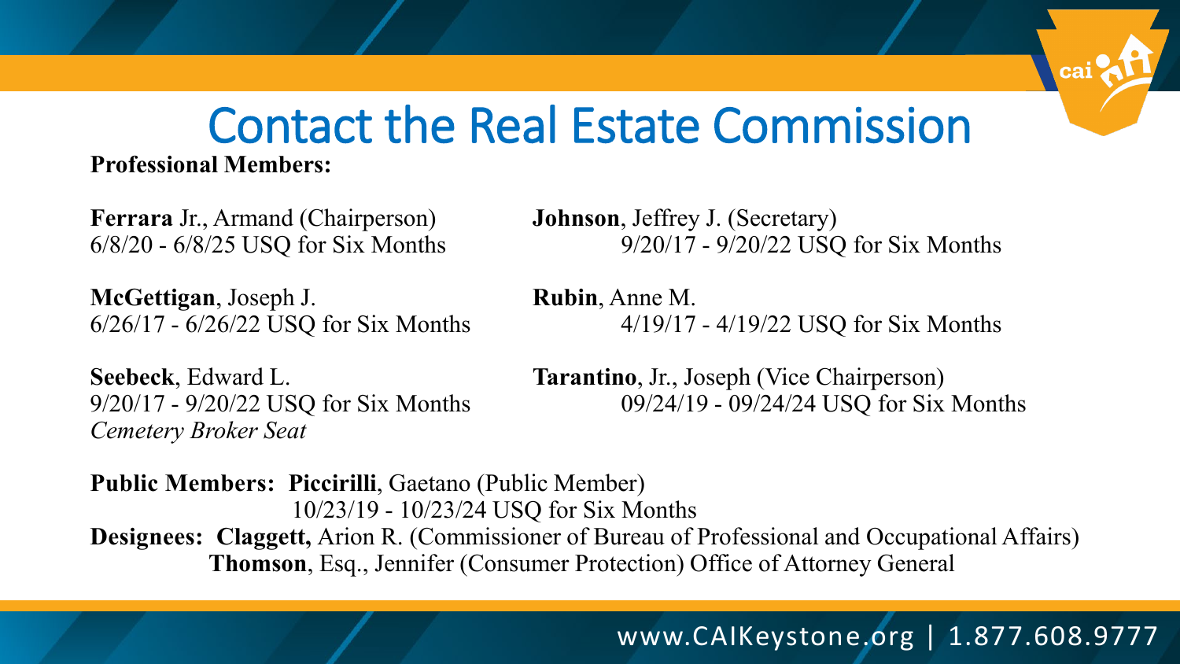# Contact the Real Estate Commission

**Professional Members:**

**Ferrara** Jr., Armand (Chairperson)
6/8/20 - 6/8/25 USQ for Six Months

**McGettigan**, Joseph J.
6/26/17 - 6/26/22 USQ for Six Months

**Seebeck**, Edward L.
9/20/17 - 9/20/22 USQ for Six Months
*Cemetery Broker Seat*

**Johnson**, Jeffrey J. (Secretary)
9/20/17 - 9/20/22 USQ for Six Months

**Rubin**, Anne M.
4/19/17 - 4/19/22 USQ for Six Months

**Tarantino**, Jr., Joseph (Vice Chairperson)
09/24/19 - 09/24/24 USQ for Six Months

**Public Members:** **Piccirilli**, Gaetano (Public Member)
10/23/19 - 10/23/24 USQ for Six Months

**Designees:** **Claggett,** Arion R. (Commissioner of Bureau of Professional and Occupational Affairs)
**Thomson**, Esq., Jennifer (Consumer Protection) Office of Attorney General

www.CAIKeystone.org | 1.877.608.9777